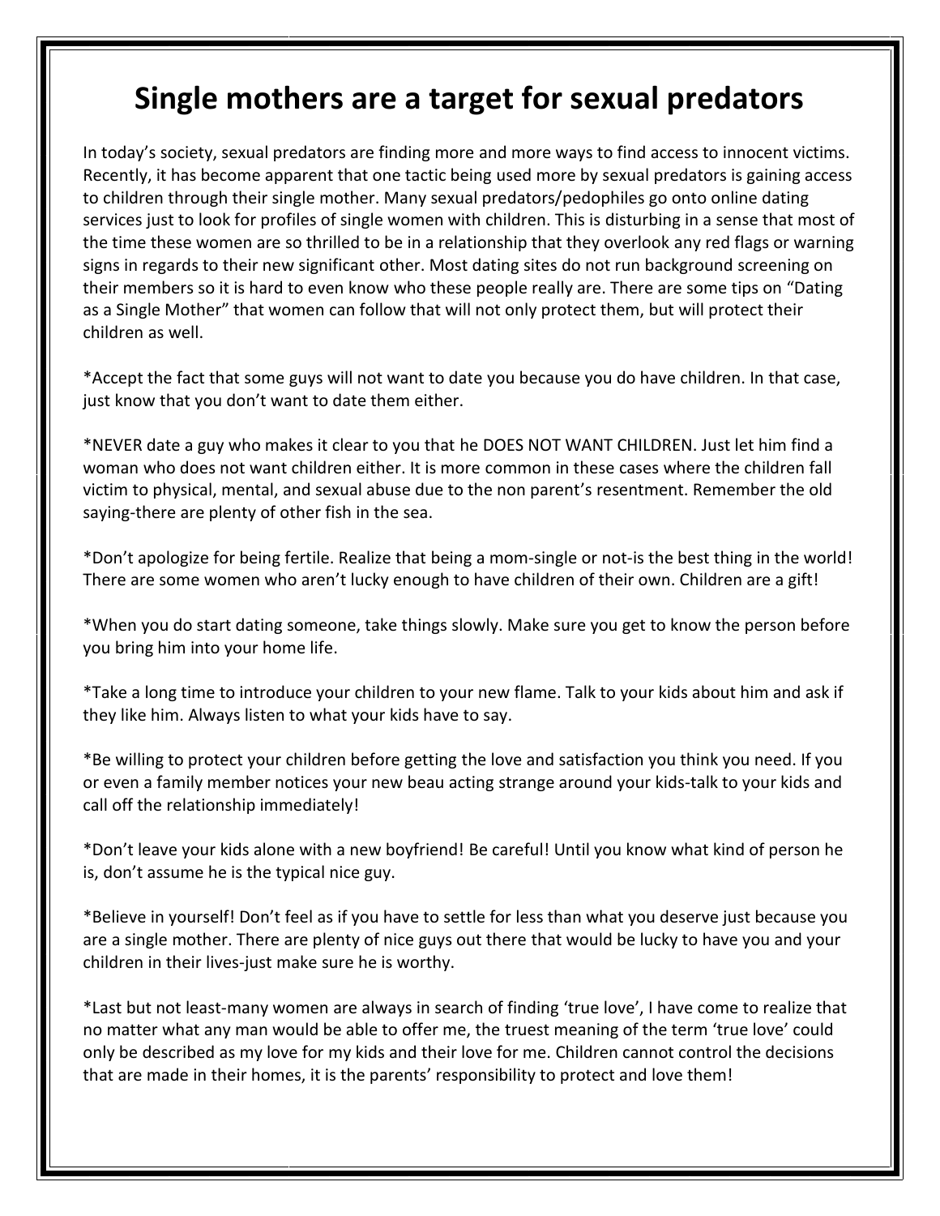# Single mothers are a target for sexual predators

In today's society, sexual predators are finding more and more ways to find access to innocent victims. Recently, it has become apparent that one tactic being used more by sexual predators is gaining access to children through their single mother. Many sexual predators/pedophiles go onto online dating services just to look for profiles of single women with children. This is disturbing in a sense that most of the time these women are so thrilled to be in a relationship that they overlook any red flags or warning signs in regards to their new significant other. Most dating sites do not run background screening on their members so it is hard to even know who these people really are. There are some tips on "Dating as a Single Mother" that women can follow that will not only protect them, but will protect their children as well.

*Accept the fact that some guys will not want to date you because you do have children. In that case, just know that you don't want to date them either.

*NEVER date a guy who makes it clear to you that he DOES NOT WANT CHILDREN. Just let him find a woman who does not want children either. It is more common in these cases where the children fall victim to physical, mental, and sexual abuse due to the non parent's resentment. Remember the old saying-there are plenty of other fish in the sea.

*Don't apologize for being fertile. Realize that being a mom-single or not-is the best thing in the world! There are some women who aren't lucky enough to have children of their own. Children are a gift!

*When you do start dating someone, take things slowly. Make sure you get to know the person before you bring him into your home life.

*Take a long time to introduce your children to your new flame. Talk to your kids about him and ask if they like him. Always listen to what your kids have to say.

*Be willing to protect your children before getting the love and satisfaction you think you need. If you or even a family member notices your new beau acting strange around your kids-talk to your kids and call off the relationship immediately!

*Don't leave your kids alone with a new boyfriend! Be careful! Until you know what kind of person he is, don't assume he is the typical nice guy.

*Believe in yourself! Don't feel as if you have to settle for less than what you deserve just because you are a single mother. There are plenty of nice guys out there that would be lucky to have you and your children in their lives-just make sure he is worthy.

*Last but not least-many women are always in search of finding 'true love', I have come to realize that no matter what any man would be able to offer me, the truest meaning of the term 'true love' could only be described as my love for my kids and their love for me. Children cannot control the decisions that are made in their homes, it is the parents' responsibility to protect and love them!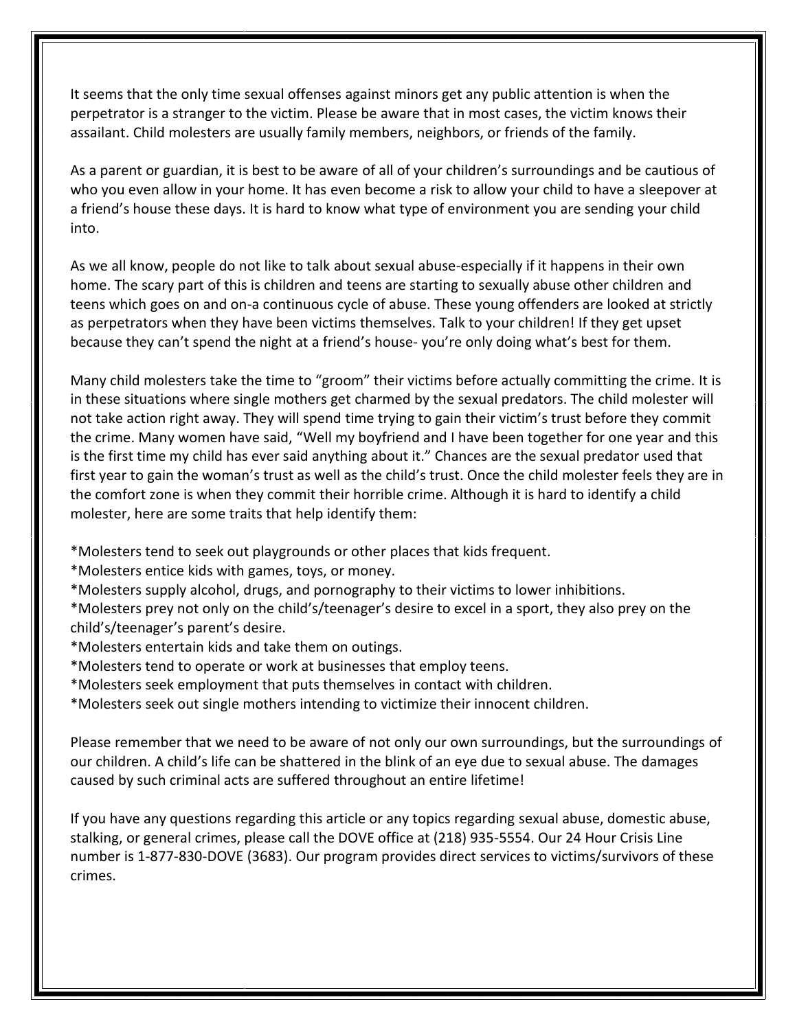It seems that the only time sexual offenses against minors get any public attention is when the perpetrator is a stranger to the victim. Please be aware that in most cases, the victim knows their assailant. Child molesters are usually family members, neighbors, or friends of the family.

As a parent or guardian, it is best to be aware of all of your children's surroundings and be cautious of who you even allow in your home. It has even become a risk to allow your child to have a sleepover at a friend's house these days. It is hard to know what type of environment you are sending your child into.

As we all know, people do not like to talk about sexual abuse-especially if it happens in their own home. The scary part of this is children and teens are starting to sexually abuse other children and teens which goes on and on-a continuous cycle of abuse. These young offenders are looked at strictly as perpetrators when they have been victims themselves. Talk to your children! If they get upset because they can't spend the night at a friend's house- you're only doing what's best for them.

Many child molesters take the time to "groom" their victims before actually committing the crime. It is in these situations where single mothers get charmed by the sexual predators. The child molester will not take action right away. They will spend time trying to gain their victim's trust before they commit the crime. Many women have said, "Well my boyfriend and I have been together for one year and this is the first time my child has ever said anything about it." Chances are the sexual predator used that first year to gain the woman's trust as well as the child's trust. Once the child molester feels they are in the comfort zone is when they commit their horrible crime. Although it is hard to identify a child molester, here are some traits that help identify them:

*Molesters tend to seek out playgrounds or other places that kids frequent.
*Molesters entice kids with games, toys, or money.
*Molesters supply alcohol, drugs, and pornography to their victims to lower inhibitions.
*Molesters prey not only on the child's/teenager's desire to excel in a sport, they also prey on the child's/teenager's parent's desire.
*Molesters entertain kids and take them on outings.
*Molesters tend to operate or work at businesses that employ teens.
*Molesters seek employment that puts themselves in contact with children.
*Molesters seek out single mothers intending to victimize their innocent children.

Please remember that we need to be aware of not only our own surroundings, but the surroundings of our children. A child's life can be shattered in the blink of an eye due to sexual abuse. The damages caused by such criminal acts are suffered throughout an entire lifetime!

If you have any questions regarding this article or any topics regarding sexual abuse, domestic abuse, stalking, or general crimes, please call the DOVE office at (218) 935-5554. Our 24 Hour Crisis Line number is 1-877-830-DOVE (3683). Our program provides direct services to victims/survivors of these crimes.